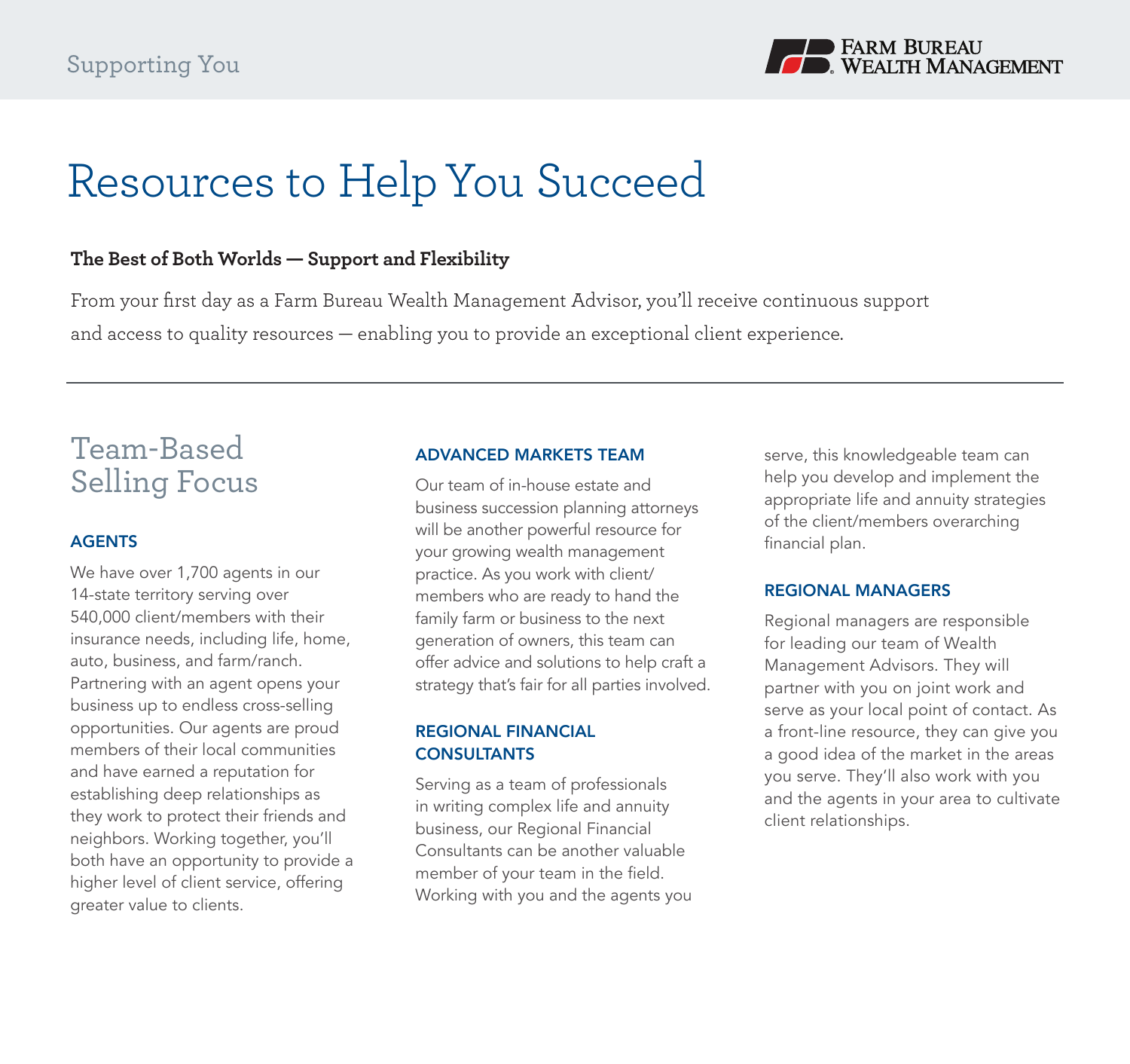# Resources to Help You Succeed

**The Best of Both Worlds — Support and Flexibility**

From your first day as a Farm Bureau Wealth Management Advisor, you'll receive continuous support and access to quality resources — enabling you to provide an exceptional client experience.

---

## Team-Based Selling Focus

### AGENTS

We have over 1,700 agents in our 14-state territory serving over 540,000 client/members with their insurance needs, including life, home, auto, business, and farm/ranch. Partnering with an agent opens your business up to endless cross-selling opportunities. Our agents are proud members of their local communities and have earned a reputation for establishing deep relationships as they work to protect their friends and neighbors. Working together, you'll both have an opportunity to provide a higher level of client service, offering greater value to clients.

### ADVANCED MARKETS TEAM

Our team of in-house estate and business succession planning attorneys will be another powerful resource for your growing wealth management practice. As you work with client/members who are ready to hand the family farm or business to the next generation of owners, this team can offer advice and solutions to help craft a strategy that's fair for all parties involved.

### REGIONAL FINANCIAL CONSULTANTS

Serving as a team of professionals in writing complex life and annuity business, our Regional Financial Consultants can be another valuable member of your team in the field. Working with you and the agents you serve, this knowledgeable team can help you develop and implement the appropriate life and annuity strategies of the client/members overarching financial plan.

### REGIONAL MANAGERS

Regional managers are responsible for leading our team of Wealth Management Advisors. They will partner with you on joint work and serve as your local point of contact. As a front-line resource, they can give you a good idea of the market in the areas you serve. They'll also work with you and the agents in your area to cultivate client relationships.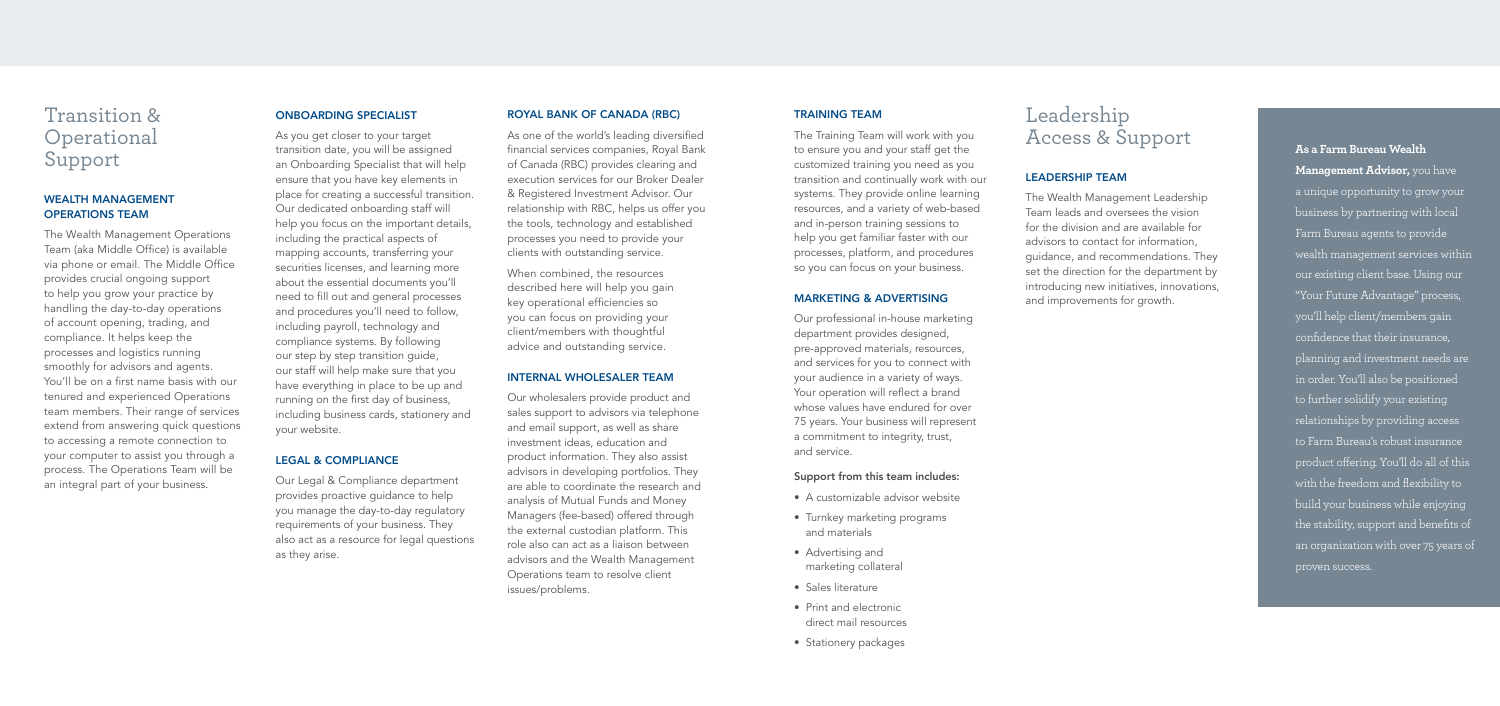# Transition & Operational Support

## WEALTH MANAGEMENT OPERATIONS TEAM

The Wealth Management Operations Team (aka Middle Office) is available via phone or email. The Middle Office provides crucial ongoing support to help you grow your practice by handling the day-to-day operations of account opening, trading, and compliance. It helps keep the processes and logistics running smoothly for advisors and agents. You'll be on a first name basis with our tenured and experienced Operations team members. Their range of services extend from answering quick questions to accessing a remote connection to your computer to assist you through a process. The Operations Team will be an integral part of your business.

## ONBOARDING SPECIALIST

As you get closer to your target transition date, you will be assigned an Onboarding Specialist that will help ensure that you have key elements in place for creating a successful transition. Our dedicated onboarding staff will help you focus on the important details, including the practical aspects of mapping accounts, transferring your securities licenses, and learning more about the essential documents you'll need to fill out and general processes and procedures you'll need to follow, including payroll, technology and compliance systems. By following our step by step transition guide, our staff will help make sure that you have everything in place to be up and running on the first day of business, including business cards, stationery and your website.

## LEGAL & COMPLIANCE

Our Legal & Compliance department provides proactive guidance to help you manage the day-to-day regulatory requirements of your business. They also act as a resource for legal questions as they arise.

## ROYAL BANK OF CANADA (RBC)

As one of the world's leading diversified financial services companies, Royal Bank of Canada (RBC) provides clearing and execution services for our Broker Dealer & Registered Investment Advisor. Our relationship with RBC, helps us offer you the tools, technology and established processes you need to provide your clients with outstanding service.

When combined, the resources described here will help you gain key operational efficiencies so you can focus on providing your client/members with thoughtful advice and outstanding service.

## INTERNAL WHOLESALER TEAM

Our wholesalers provide product and sales support to advisors via telephone and email support, as well as share investment ideas, education and product information. They also assist advisors in developing portfolios. They are able to coordinate the research and analysis of Mutual Funds and Money Managers (fee-based) offered through the external custodian platform. This role also can act as a liaison between advisors and the Wealth Management Operations team to resolve client issues/problems.

## TRAINING TEAM

The Training Team will work with you to ensure you and your staff get the customized training you need as you transition and continually work with our systems. They provide online learning resources, and a variety of web-based and in-person training sessions to help you get familiar faster with our processes, platform, and procedures so you can focus on your business.

## MARKETING & ADVERTISING

Our professional in-house marketing department provides designed, pre-approved materials, resources, and services for you to connect with your audience in a variety of ways. Your operation will reflect a brand whose values have endured for over 75 years. Your business will represent a commitment to integrity, trust, and service.

**Support from this team includes:**

- A customizable advisor website
- Turnkey marketing programs and materials
- Advertising and marketing collateral
- Sales literature
- Print and electronic direct mail resources
- Stationery packages

# Leadership Access & Support

## LEADERSHIP TEAM

The Wealth Management Leadership Team leads and oversees the vision for the division and are available for advisors to contact for information, guidance, and recommendations. They set the direction for the department by introducing new initiatives, innovations, and improvements for growth.

**As a Farm Bureau Wealth Management Advisor,** you have a unique opportunity to grow your business by partnering with local Farm Bureau agents to provide wealth management services within our existing client base. Using our "Your Future Advantage" process, you'll help client/members gain confidence that their insurance, planning and investment needs are in order. You'll also be positioned to further solidify your existing relationships by providing access to Farm Bureau's robust insurance product offering. You'll do all of this with the freedom and flexibility to build your business while enjoying the stability, support and benefits of an organization with over 75 years of proven success.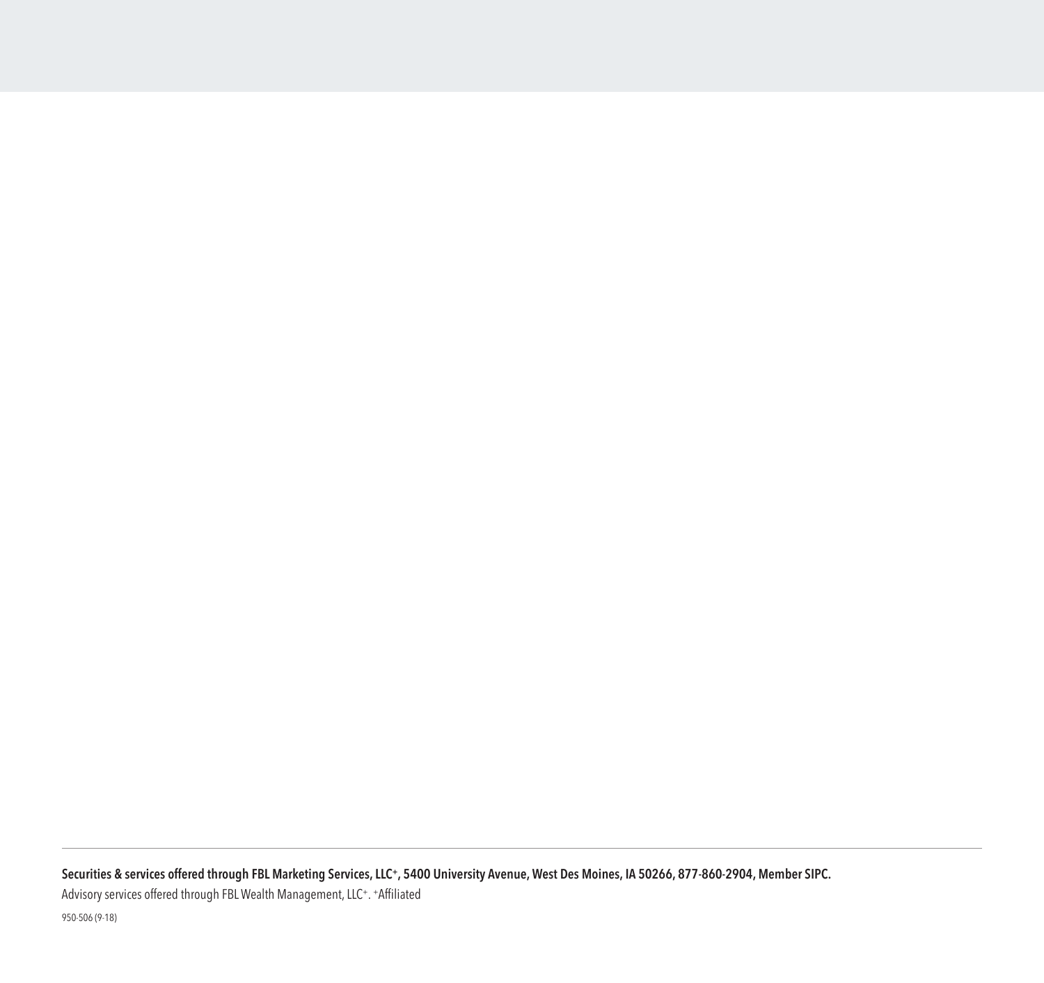**Securities & services offered through FBL Marketing Services, LLC+, 5400 University Avenue, West Des Moines, IA 50266, 877-860-2904, Member SIPC.**

Advisory services offered through FBL Wealth Management, LLC+. +Affiliated

950-506 (9-18)